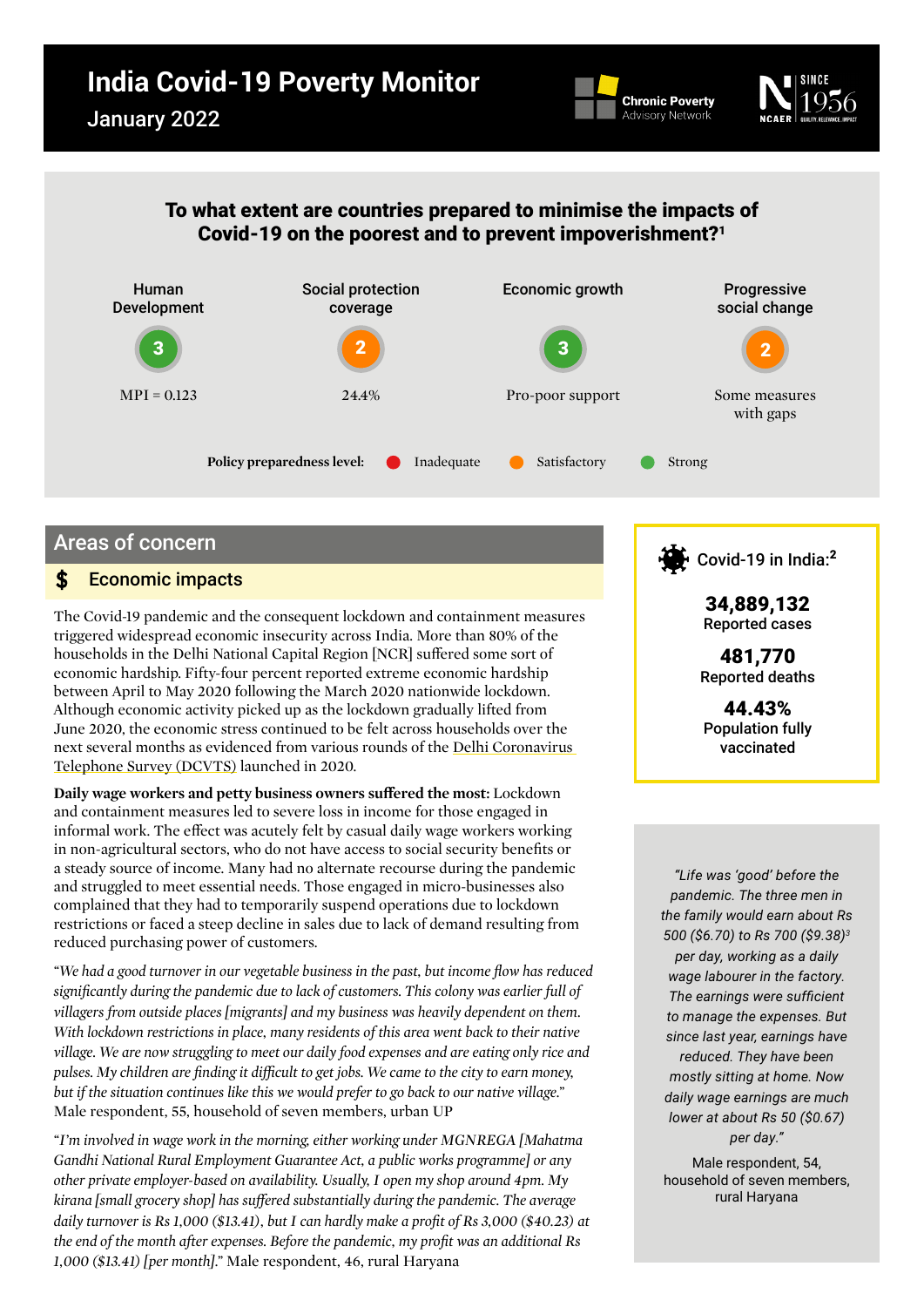# India Covid-19 Poverty Monitor

January 2022

Chronic Poverty Advisory Network

NCAER

## To what extent are countries prepared to minimise the impacts of Covid-19 on the poorest and to prevent impoverishment?[1]

| Human Development | Social protection coverage | Economic growth | Progressive social change |
|---|---|---|---|
| 3 | 2 | 3 | 2 |
| MPI = 0.123 | 24.4% | Pro-poor support | Some measures with gaps |

**Policy preparedness level:** Inadequate · Satisfactory · Strong

## Areas of concern

### $ Economic impacts

The Covid-19 pandemic and the consequent lockdown and containment measures triggered widespread economic insecurity across India. More than 80% of the households in the Delhi National Capital Region [NCR] suffered some sort of economic hardship. Fifty-four percent reported extreme economic hardship between April to May 2020 following the March 2020 nationwide lockdown. Although economic activity picked up as the lockdown gradually lifted from June 2020, the economic stress continued to be felt across households over the next several months as evidenced from various rounds of the Delhi Coronavirus Telephone Survey (DCVTS) launched in 2020.

**Daily wage workers and petty business owners suffered the most:** Lockdown and containment measures led to severe loss in income for those engaged in informal work. The effect was acutely felt by casual daily wage workers working in non-agricultural sectors, who do not have access to social security benefits or a steady source of income. Many had no alternate recourse during the pandemic and struggled to meet essential needs. Those engaged in micro-businesses also complained that they had to temporarily suspend operations due to lockdown restrictions or faced a steep decline in sales due to lack of demand resulting from reduced purchasing power of customers.

"*We had a good turnover in our vegetable business in the past, but income flow has reduced significantly during the pandemic due to lack of customers. This colony was earlier full of villagers from outside places [migrants] and my business was heavily dependent on them. With lockdown restrictions in place, many residents of this area went back to their native village. We are now struggling to meet our daily food expenses and are eating only rice and pulses. My children are finding it difficult to get jobs. We came to the city to earn money, but if the situation continues like this we would prefer to go back to our native village.*" Male respondent, 55, household of seven members, urban UP

"*I'm involved in wage work in the morning, either working under MGNREGA [Mahatma Gandhi National Rural Employment Guarantee Act, a public works programme] or any other private employer-based on availability. Usually, I open my shop around 4pm. My kirana [small grocery shop] has suffered substantially during the pandemic. The average daily turnover is Rs 1,000 ($13.41), but I can hardly make a profit of Rs 3,000 ($40.23) at the end of the month after expenses. Before the pandemic, my profit was an additional Rs 1,000 ($13.41) [per month].*" Male respondent, 46, rural Haryana

**Covid-19 in India:**[2]

**34,889,132**
Reported cases

**481,770**
Reported deaths

**44.43%**
Population fully vaccinated

*"Life was 'good' before the pandemic. The three men in the family would earn about Rs 500 ($6.70) to Rs 700 ($9.38)[3] per day, working as a daily wage labourer in the factory. The earnings were sufficient to manage the expenses. But since last year, earnings have reduced. They have been mostly sitting at home. Now daily wage earnings are much lower at about Rs 50 ($0.67) per day."*

Male respondent, 54, household of seven members, rural Haryana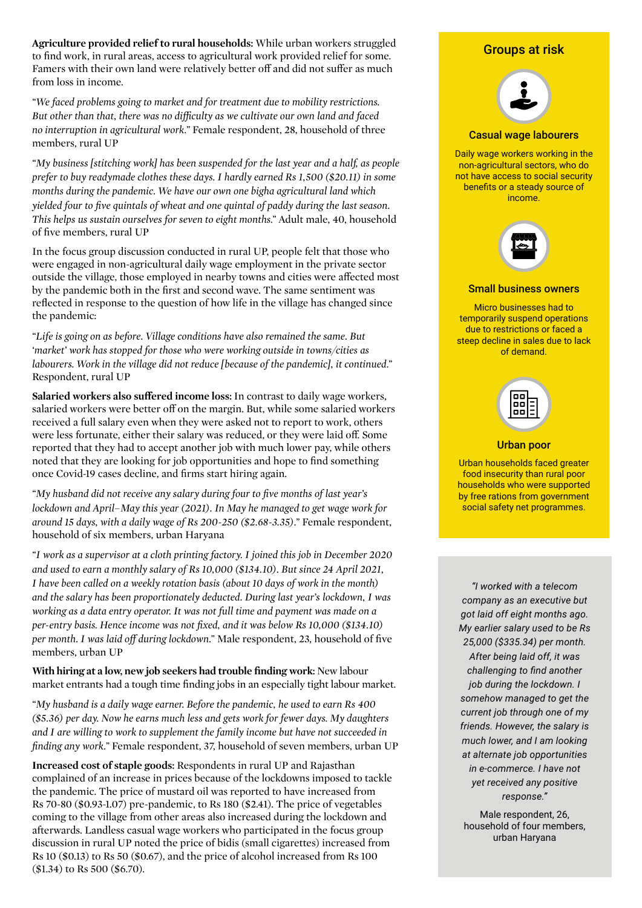**Agriculture provided relief to rural households:** While urban workers struggled to find work, in rural areas, access to agricultural work provided relief for some. Famers with their own land were relatively better off and did not suffer as much from loss in income.

"*We faced problems going to market and for treatment due to mobility restrictions. But other than that, there was no difficulty as we cultivate our own land and faced no interruption in agricultural work.*" Female respondent, 28, household of three members, rural UP

"*My business [stitching work] has been suspended for the last year and a half, as people prefer to buy readymade clothes these days. I hardly earned Rs 1,500 ($20.11) in some months during the pandemic. We have our own one bigha agricultural land which yielded four to five quintals of wheat and one quintal of paddy during the last season. This helps us sustain ourselves for seven to eight months.*" Adult male, 40, household of five members, rural UP

In the focus group discussion conducted in rural UP, people felt that those who were engaged in non-agricultural daily wage employment in the private sector outside the village, those employed in nearby towns and cities were affected most by the pandemic both in the first and second wave. The same sentiment was reflected in response to the question of how life in the village has changed since the pandemic:

"*Life is going on as before. Village conditions have also remained the same. But 'market' work has stopped for those who were working outside in towns/cities as labourers. Work in the village did not reduce [because of the pandemic], it continued.*" Respondent, rural UP

**Salaried workers also suffered income loss:** In contrast to daily wage workers, salaried workers were better off on the margin. But, while some salaried workers received a full salary even when they were asked not to report to work, others were less fortunate, either their salary was reduced, or they were laid off. Some reported that they had to accept another job with much lower pay, while others noted that they are looking for job opportunities and hope to find something once Covid-19 cases decline, and firms start hiring again.

"*My husband did not receive any salary during four to five months of last year's lockdown and April–May this year (2021). In May he managed to get wage work for around 15 days, with a daily wage of Rs 200-250 ($2.68-3.35).*" Female respondent, household of six members, urban Haryana

"*I work as a supervisor at a cloth printing factory. I joined this job in December 2020 and used to earn a monthly salary of Rs 10,000 ($134.10). But since 24 April 2021, I have been called on a weekly rotation basis (about 10 days of work in the month) and the salary has been proportionately deducted. During last year's lockdown, I was working as a data entry operator. It was not full time and payment was made on a per-entry basis. Hence income was not fixed, and it was below Rs 10,000 ($134.10) per month. I was laid off during lockdown.*" Male respondent, 23, household of five members, urban UP

**With hiring at a low, new job seekers had trouble finding work:** New labour market entrants had a tough time finding jobs in an especially tight labour market.

"*My husband is a daily wage earner. Before the pandemic, he used to earn Rs 400 ($5.36) per day. Now he earns much less and gets work for fewer days. My daughters and I are willing to work to supplement the family income but have not succeeded in finding any work.*" Female respondent, 37, household of seven members, urban UP

**Increased cost of staple goods:** Respondents in rural UP and Rajasthan complained of an increase in prices because of the lockdowns imposed to tackle the pandemic. The price of mustard oil was reported to have increased from Rs 70-80 ($0.93-1.07) pre-pandemic, to Rs 180 ($2.41). The price of vegetables coming to the village from other areas also increased during the lockdown and afterwards. Landless casual wage workers who participated in the focus group discussion in rural UP noted the price of bidis (small cigarettes) increased from Rs 10 ($0.13) to Rs 50 ($0.67), and the price of alcohol increased from Rs 100 ($1.34) to Rs 500 ($6.70).

## Groups at risk

**Casual wage labourers**

Daily wage workers working in the non-agricultural sectors, who do not have access to social security benefits or a steady source of income.

**Small business owners**

Micro businesses had to temporarily suspend operations due to restrictions or faced a steep decline in sales due to lack of demand.

**Urban poor**

Urban households faced greater food insecurity than rural poor households who were supported by free rations from government social safety net programmes.

*"I worked with a telecom company as an executive but got laid off eight months ago. My earlier salary used to be Rs 25,000 ($335.34) per month. After being laid off, it was challenging to find another job during the lockdown. I somehow managed to get the current job through one of my friends. However, the salary is much lower, and I am looking at alternate job opportunities in e-commerce. I have not yet received any positive response."*

Male respondent, 26, household of four members, urban Haryana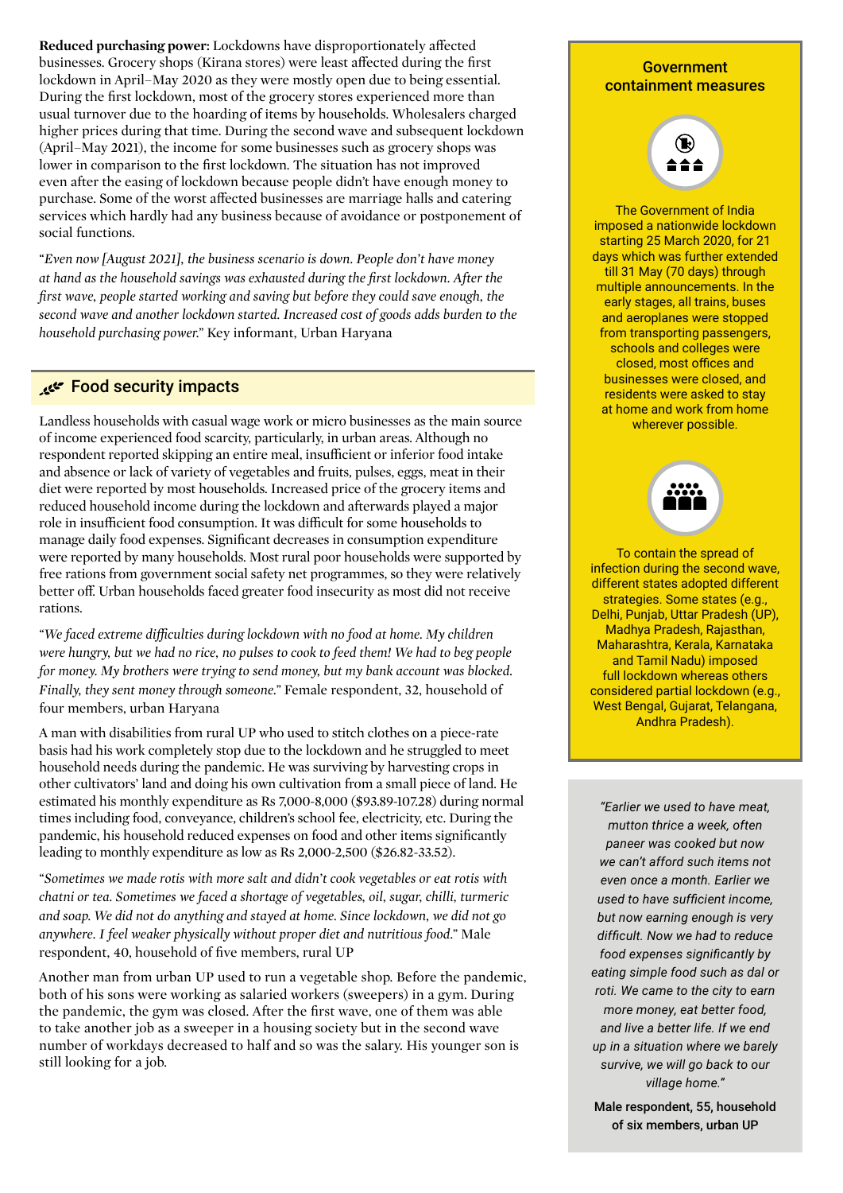**Reduced purchasing power:** Lockdowns have disproportionately affected businesses. Grocery shops (Kirana stores) were least affected during the first lockdown in April–May 2020 as they were mostly open due to being essential. During the first lockdown, most of the grocery stores experienced more than usual turnover due to the hoarding of items by households. Wholesalers charged higher prices during that time. During the second wave and subsequent lockdown (April–May 2021), the income for some businesses such as grocery shops was lower in comparison to the first lockdown. The situation has not improved even after the easing of lockdown because people didn't have enough money to purchase. Some of the worst affected businesses are marriage halls and catering services which hardly had any business because of avoidance or postponement of social functions.

"*Even now [August 2021], the business scenario is down. People don't have money at hand as the household savings was exhausted during the first lockdown. After the first wave, people started working and saving but before they could save enough, the second wave and another lockdown started. Increased cost of goods adds burden to the household purchasing power.*" Key informant, Urban Haryana

## Food security impacts

Landless households with casual wage work or micro businesses as the main source of income experienced food scarcity, particularly, in urban areas. Although no respondent reported skipping an entire meal, insufficient or inferior food intake and absence or lack of variety of vegetables and fruits, pulses, eggs, meat in their diet were reported by most households. Increased price of the grocery items and reduced household income during the lockdown and afterwards played a major role in insufficient food consumption. It was difficult for some households to manage daily food expenses. Significant decreases in consumption expenditure were reported by many households. Most rural poor households were supported by free rations from government social safety net programmes, so they were relatively better off. Urban households faced greater food insecurity as most did not receive rations.

"*We faced extreme difficulties during lockdown with no food at home. My children were hungry, but we had no rice, no pulses to cook to feed them! We had to beg people for money. My brothers were trying to send money, but my bank account was blocked. Finally, they sent money through someone.*" Female respondent, 32, household of four members, urban Haryana

A man with disabilities from rural UP who used to stitch clothes on a piece-rate basis had his work completely stop due to the lockdown and he struggled to meet household needs during the pandemic. He was surviving by harvesting crops in other cultivators' land and doing his own cultivation from a small piece of land. He estimated his monthly expenditure as Rs 7,000-8,000 ($93.89-107.28) during normal times including food, conveyance, children's school fee, electricity, etc. During the pandemic, his household reduced expenses on food and other items significantly leading to monthly expenditure as low as Rs 2,000-2,500 ($26.82-33.52).

"*Sometimes we made rotis with more salt and didn't cook vegetables or eat rotis with chatni or tea. Sometimes we faced a shortage of vegetables, oil, sugar, chilli, turmeric and soap. We did not do anything and stayed at home. Since lockdown, we did not go anywhere. I feel weaker physically without proper diet and nutritious food.*" Male respondent, 40, household of five members, rural UP

Another man from urban UP used to run a vegetable shop. Before the pandemic, both of his sons were working as salaried workers (sweepers) in a gym. During the pandemic, the gym was closed. After the first wave, one of them was able to take another job as a sweeper in a housing society but in the second wave number of workdays decreased to half and so was the salary. His younger son is still looking for a job.

### Government containment measures

The Government of India imposed a nationwide lockdown starting 25 March 2020, for 21 days which was further extended till 31 May (70 days) through multiple announcements. In the early stages, all trains, buses and aeroplanes were stopped from transporting passengers, schools and colleges were closed, most offices and businesses were closed, and residents were asked to stay at home and work from home wherever possible.

To contain the spread of infection during the second wave, different states adopted different strategies. Some states (e.g., Delhi, Punjab, Uttar Pradesh (UP), Madhya Pradesh, Rajasthan, Maharashtra, Kerala, Karnataka and Tamil Nadu) imposed full lockdown whereas others considered partial lockdown (e.g., West Bengal, Gujarat, Telangana, Andhra Pradesh).

*"Earlier we used to have meat, mutton thrice a week, often paneer was cooked but now we can't afford such items not even once a month. Earlier we used to have sufficient income, but now earning enough is very difficult. Now we had to reduce food expenses significantly by eating simple food such as dal or roti. We came to the city to earn more money, eat better food, and live a better life. If we end up in a situation where we barely survive, we will go back to our village home."*

Male respondent, 55, household of six members, urban UP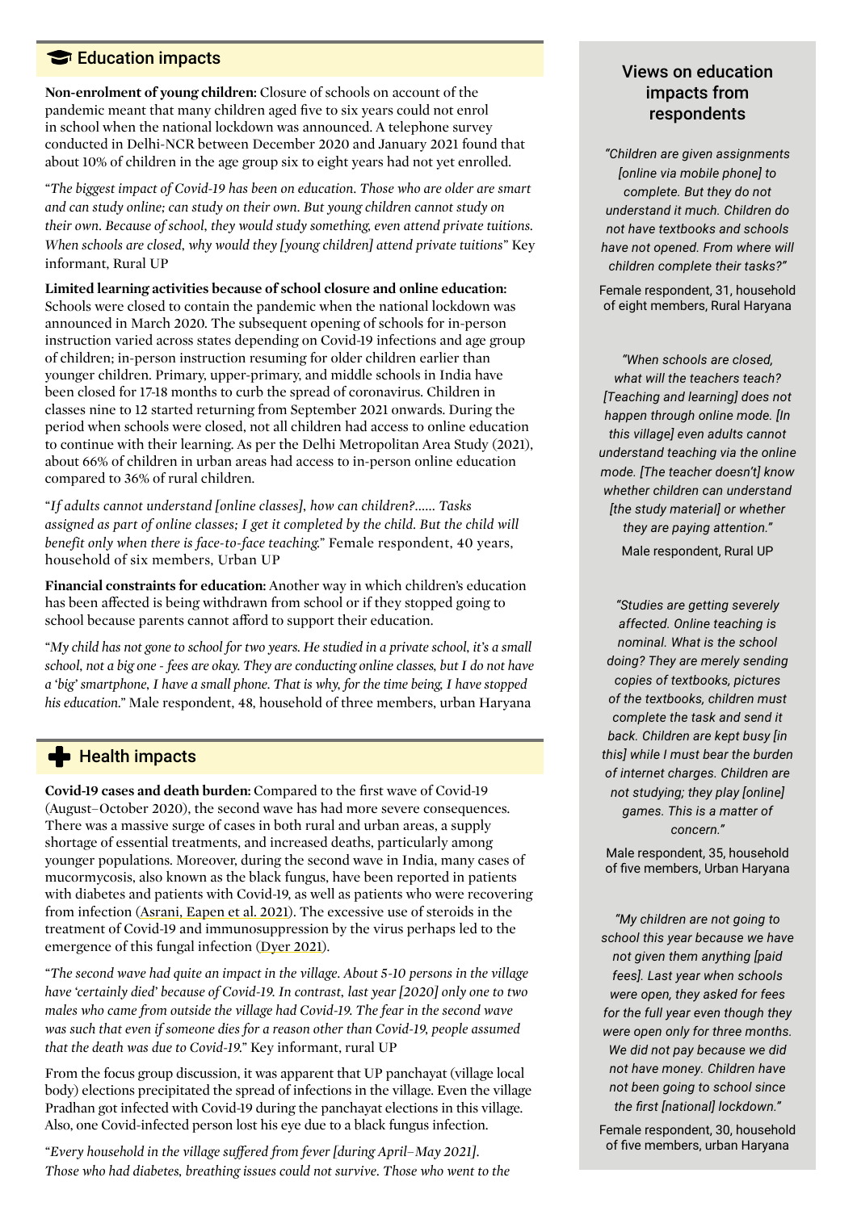## Education impacts

**Non-enrolment of young children:** Closure of schools on account of the pandemic meant that many children aged five to six years could not enrol in school when the national lockdown was announced. A telephone survey conducted in Delhi-NCR between December 2020 and January 2021 found that about 10% of children in the age group six to eight years had not yet enrolled.

"*The biggest impact of Covid-19 has been on education. Those who are older are smart and can study online; can study on their own. But young children cannot study on their own. Because of school, they would study something, even attend private tuitions. When schools are closed, why would they [young children] attend private tuitions*" Key informant, Rural UP

**Limited learning activities because of school closure and online education:** Schools were closed to contain the pandemic when the national lockdown was announced in March 2020. The subsequent opening of schools for in-person instruction varied across states depending on Covid-19 infections and age group of children; in-person instruction resuming for older children earlier than younger children. Primary, upper-primary, and middle schools in India have been closed for 17-18 months to curb the spread of coronavirus. Children in classes nine to 12 started returning from September 2021 onwards. During the period when schools were closed, not all children had access to online education to continue with their learning. As per the Delhi Metropolitan Area Study (2021), about 66% of children in urban areas had access to in-person online education compared to 36% of rural children.

"*If adults cannot understand [online classes], how can children?...... Tasks assigned as part of online classes; I get it completed by the child. But the child will benefit only when there is face-to-face teaching.*" Female respondent, 40 years, household of six members, Urban UP

**Financial constraints for education:** Another way in which children's education has been affected is being withdrawn from school or if they stopped going to school because parents cannot afford to support their education.

"*My child has not gone to school for two years. He studied in a private school, it's a small school, not a big one - fees are okay. They are conducting online classes, but I do not have a 'big' smartphone, I have a small phone. That is why, for the time being, I have stopped his education.*" Male respondent, 48, household of three members, urban Haryana

## Health impacts

**Covid-19 cases and death burden:** Compared to the first wave of Covid-19 (August–October 2020), the second wave has had more severe consequences. There was a massive surge of cases in both rural and urban areas, a supply shortage of essential treatments, and increased deaths, particularly among younger populations. Moreover, during the second wave in India, many cases of mucormycosis, also known as the black fungus, have been reported in patients with diabetes and patients with Covid-19, as well as patients who were recovering from infection (Asrani, Eapen et al. 2021). The excessive use of steroids in the treatment of Covid-19 and immunosuppression by the virus perhaps led to the emergence of this fungal infection (Dyer 2021).

"*The second wave had quite an impact in the village. About 5-10 persons in the village have 'certainly died' because of Covid-19. In contrast, last year [2020] only one to two males who came from outside the village had Covid-19. The fear in the second wave was such that even if someone dies for a reason other than Covid-19, people assumed that the death was due to Covid-19.*" Key informant, rural UP

From the focus group discussion, it was apparent that UP panchayat (village local body) elections precipitated the spread of infections in the village. Even the village Pradhan got infected with Covid-19 during the panchayat elections in this village. Also, one Covid-infected person lost his eye due to a black fungus infection.

"*Every household in the village suffered from fever [during April–May 2021]. Those who had diabetes, breathing issues could not survive. Those who went to the*

### Views on education impacts from respondents

*"Children are given assignments [online via mobile phone] to complete. But they do not understand it much. Children do not have textbooks and schools have not opened. From where will children complete their tasks?"*

Female respondent, 31, household of eight members, Rural Haryana

*"When schools are closed, what will the teachers teach? [Teaching and learning] does not happen through online mode. [In this village] even adults cannot understand teaching via the online mode. [The teacher doesn't] know whether children can understand [the study material] or whether they are paying attention."*

Male respondent, Rural UP

*"Studies are getting severely affected. Online teaching is nominal. What is the school doing? They are merely sending copies of textbooks, pictures of the textbooks, children must complete the task and send it back. Children are kept busy [in this] while I must bear the burden of internet charges. Children are not studying; they play [online] games. This is a matter of concern."*

Male respondent, 35, household of five members, Urban Haryana

*"My children are not going to school this year because we have not given them anything [paid fees]. Last year when schools were open, they asked for fees for the full year even though they were open only for three months. We did not pay because we did not have money. Children have not been going to school since the first [national] lockdown."*

Female respondent, 30, household of five members, urban Haryana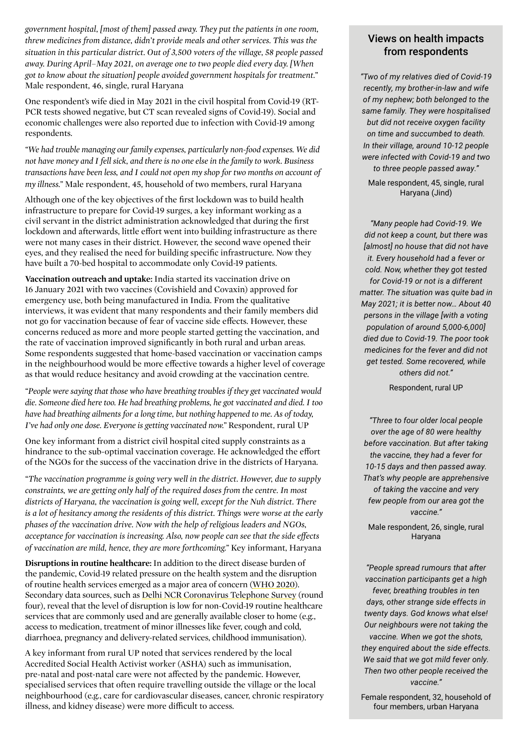*government hospital, [most of them] passed away. They put the patients in one room, threw medicines from distance, didn't provide meals and other services. This was the situation in this particular district. Out of 3,500 voters of the village, 58 people passed away. During April–May 2021, on average one to two people died every day. [When got to know about the situation] people avoided government hospitals for treatment.*" Male respondent, 46, single, rural Haryana

One respondent's wife died in May 2021 in the civil hospital from Covid-19 (RT-PCR tests showed negative, but CT scan revealed signs of Covid-19). Social and economic challenges were also reported due to infection with Covid-19 among respondents.

"*We had trouble managing our family expenses, particularly non-food expenses. We did not have money and I fell sick, and there is no one else in the family to work. Business transactions have been less, and I could not open my shop for two months on account of my illness.*" Male respondent, 45, household of two members, rural Haryana

Although one of the key objectives of the first lockdown was to build health infrastructure to prepare for Covid-19 surges, a key informant working as a civil servant in the district administration acknowledged that during the first lockdown and afterwards, little effort went into building infrastructure as there were not many cases in their district. However, the second wave opened their eyes, and they realised the need for building specific infrastructure. Now they have built a 70-bed hospital to accommodate only Covid-19 patients.

**Vaccination outreach and uptake:** India started its vaccination drive on 16 January 2021 with two vaccines (Covishield and Covaxin) approved for emergency use, both being manufactured in India. From the qualitative interviews, it was evident that many respondents and their family members did not go for vaccination because of fear of vaccine side effects. However, these concerns reduced as more and more people started getting the vaccination, and the rate of vaccination improved significantly in both rural and urban areas. Some respondents suggested that home-based vaccination or vaccination camps in the neighbourhood would be more effective towards a higher level of coverage as that would reduce hesitancy and avoid crowding at the vaccination centre.

"*People were saying that those who have breathing troubles if they get vaccinated would die. Someone died here too. He had breathing problems, he got vaccinated and died. I too have had breathing ailments for a long time, but nothing happened to me. As of today, I've had only one dose. Everyone is getting vaccinated now.*" Respondent, rural UP

One key informant from a district civil hospital cited supply constraints as a hindrance to the sub-optimal vaccination coverage. He acknowledged the effort of the NGOs for the success of the vaccination drive in the districts of Haryana.

"*The vaccination programme is going very well in the district. However, due to supply constraints, we are getting only half of the required doses from the centre. In most districts of Haryana, the vaccination is going well, except for the Nuh district. There is a lot of hesitancy among the residents of this district. Things were worse at the early phases of the vaccination drive. Now with the help of religious leaders and NGOs, acceptance for vaccination is increasing. Also, now people can see that the side effects of vaccination are mild, hence, they are more forthcoming.*" Key informant, Haryana

**Disruptions in routine healthcare:** In addition to the direct disease burden of the pandemic, Covid-19 related pressure on the health system and the disruption of routine health services emerged as a major area of concern (WHO 2020). Secondary data sources, such as Delhi NCR Coronavirus Telephone Survey (round four), reveal that the level of disruption is low for non-Covid-19 routine healthcare services that are commonly used and are generally available closer to home (e.g., access to medication, treatment of minor illnesses like fever, cough and cold, diarrhoea, pregnancy and delivery-related services, childhood immunisation).

A key informant from rural UP noted that services rendered by the local Accredited Social Health Activist worker (ASHA) such as immunisation, pre-natal and post-natal care were not affected by the pandemic. However, specialised services that often require travelling outside the village or the local neighbourhood (e.g., care for cardiovascular diseases, cancer, chronic respiratory illness, and kidney disease) were more difficult to access.

## Views on health impacts from respondents

*"Two of my relatives died of Covid-19 recently, my brother-in-law and wife of my nephew; both belonged to the same family. They were hospitalised but did not receive oxygen facility on time and succumbed to death. In their village, around 10-12 people were infected with Covid-19 and two to three people passed away."*

Male respondent, 45, single, rural Haryana (Jind)

*"Many people had Covid-19. We did not keep a count, but there was [almost] no house that did not have it. Every household had a fever or cold. Now, whether they got tested for Covid-19 or not is a different matter. The situation was quite bad in May 2021; it is better now… About 40 persons in the village [with a voting population of around 5,000-6,000] died due to Covid-19. The poor took medicines for the fever and did not get tested. Some recovered, while others did not."*

Respondent, rural UP

*"Three to four older local people over the age of 80 were healthy before vaccination. But after taking the vaccine, they had a fever for 10-15 days and then passed away. That's why people are apprehensive of taking the vaccine and very few people from our area got the vaccine."*

Male respondent, 26, single, rural Haryana

*"People spread rumours that after vaccination participants get a high fever, breathing troubles in ten days, other strange side effects in twenty days. God knows what else! Our neighbours were not taking the vaccine. When we got the shots, they enquired about the side effects. We said that we got mild fever only. Then two other people received the vaccine."*

Female respondent, 32, household of four members, urban Haryana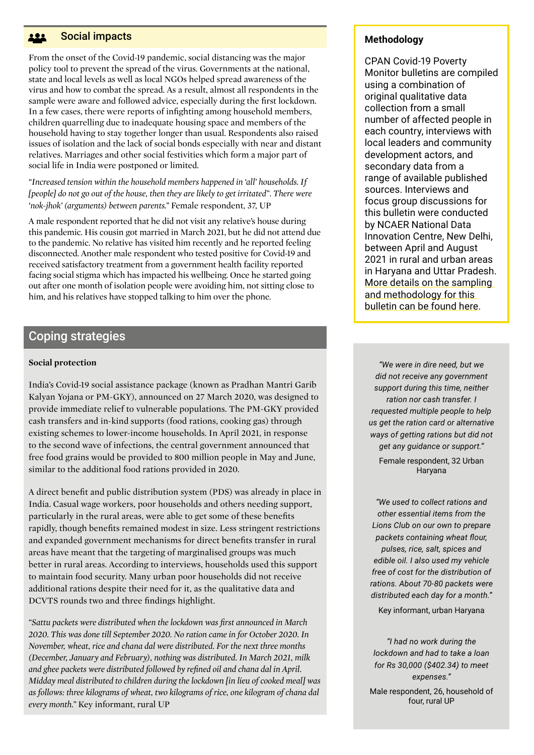## Social impacts

From the onset of the Covid-19 pandemic, social distancing was the major policy tool to prevent the spread of the virus. Governments at the national, state and local levels as well as local NGOs helped spread awareness of the virus and how to combat the spread. As a result, almost all respondents in the sample were aware and followed advice, especially during the first lockdown. In a few cases, there were reports of infighting among household members, children quarrelling due to inadequate housing space and members of the household having to stay together longer than usual. Respondents also raised issues of isolation and the lack of social bonds especially with near and distant relatives. Marriages and other social festivities which form a major part of social life in India were postponed or limited.

"*Increased tension within the household members happened in 'all' households. If [people] do not go out of the house, then they are likely to get irritated". There were 'nok-jhok' (arguments) between parents.*" Female respondent, 37, UP

A male respondent reported that he did not visit any relative's house during this pandemic. His cousin got married in March 2021, but he did not attend due to the pandemic. No relative has visited him recently and he reported feeling disconnected. Another male respondent who tested positive for Covid-19 and received satisfactory treatment from a government health facility reported facing social stigma which has impacted his wellbeing. Once he started going out after one month of isolation people were avoiding him, not sitting close to him, and his relatives have stopped talking to him over the phone.

## Coping strategies

**Social protection**

India's Covid-19 social assistance package (known as Pradhan Mantri Garib Kalyan Yojana or PM-GKY), announced on 27 March 2020, was designed to provide immediate relief to vulnerable populations. The PM-GKY provided cash transfers and in-kind supports (food rations, cooking gas) through existing schemes to lower-income households. In April 2021, in response to the second wave of infections, the central government announced that free food grains would be provided to 800 million people in May and June, similar to the additional food rations provided in 2020.

A direct benefit and public distribution system (PDS) was already in place in India. Casual wage workers, poor households and others needing support, particularly in the rural areas, were able to get some of these benefits rapidly, though benefits remained modest in size. Less stringent restrictions and expanded government mechanisms for direct benefits transfer in rural areas have meant that the targeting of marginalised groups was much better in rural areas. According to interviews, households used this support to maintain food security. Many urban poor households did not receive additional rations despite their need for it, as the qualitative data and DCVTS rounds two and three findings highlight.

"*Sattu packets were distributed when the lockdown was first announced in March 2020. This was done till September 2020. No ration came in for October 2020. In November, wheat, rice and chana dal were distributed. For the next three months (December, January and February), nothing was distributed. In March 2021, milk and ghee packets were distributed followed by refined oil and chana dal in April. Midday meal distributed to children during the lockdown [in lieu of cooked meal] was as follows: three kilograms of wheat, two kilograms of rice, one kilogram of chana dal every month.*" Key informant, rural UP

**Methodology**

CPAN Covid-19 Poverty Monitor bulletins are compiled using a combination of original qualitative data collection from a small number of affected people in each country, interviews with local leaders and community development actors, and secondary data from a range of available published sources. Interviews and focus group discussions for this bulletin were conducted by NCAER National Data Innovation Centre, New Delhi, between April and August 2021 in rural and urban areas in Haryana and Uttar Pradesh. More details on the sampling and methodology for this bulletin can be found here.

*"We were in dire need, but we did not receive any government support during this time, neither ration nor cash transfer. I requested multiple people to help us get the ration card or alternative ways of getting rations but did not get any guidance or support."*

Female respondent, 32 Urban Haryana

*"We used to collect rations and other essential items from the Lions Club on our own to prepare packets containing wheat flour, pulses, rice, salt, spices and edible oil. I also used my vehicle free of cost for the distribution of rations. About 70-80 packets were distributed each day for a month."*

Key informant, urban Haryana

*"I had no work during the lockdown and had to take a loan for Rs 30,000 ($402.34) to meet expenses."*

Male respondent, 26, household of four, rural UP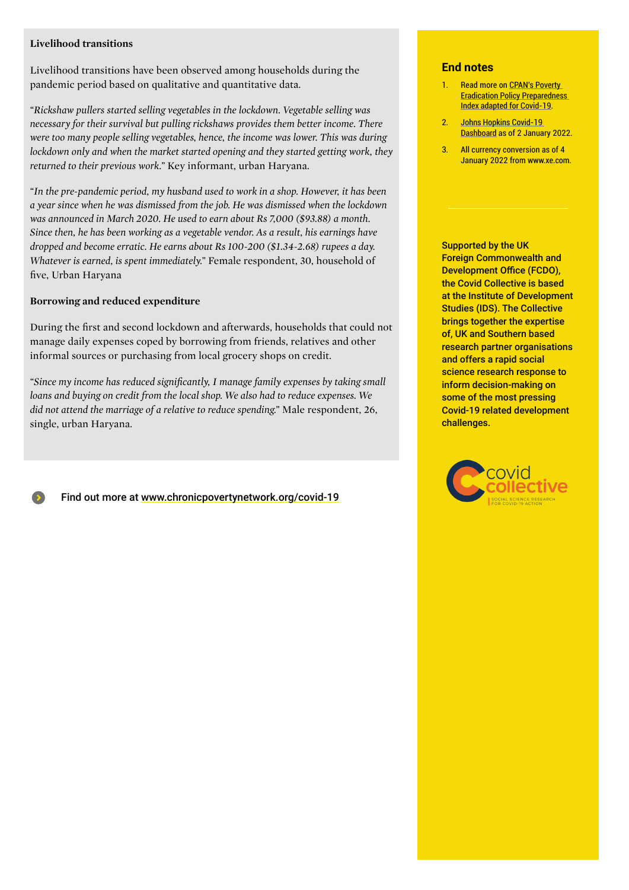**Livelihood transitions**

Livelihood transitions have been observed among households during the pandemic period based on qualitative and quantitative data.

"*Rickshaw pullers started selling vegetables in the lockdown. Vegetable selling was necessary for their survival but pulling rickshaws provides them better income. There were too many people selling vegetables, hence, the income was lower. This was during lockdown only and when the market started opening and they started getting work, they returned to their previous work.*" Key informant, urban Haryana.

"*In the pre-pandemic period, my husband used to work in a shop. However, it has been a year since when he was dismissed from the job. He was dismissed when the lockdown was announced in March 2020. He used to earn about Rs 7,000 ($93.88) a month. Since then, he has been working as a vegetable vendor. As a result, his earnings have dropped and become erratic. He earns about Rs 100-200 ($1.34-2.68) rupees a day. Whatever is earned, is spent immediately.*" Female respondent, 30, household of five, Urban Haryana

**Borrowing and reduced expenditure**

During the first and second lockdown and afterwards, households that could not manage daily expenses coped by borrowing from friends, relatives and other informal sources or purchasing from local grocery shops on credit.

"*Since my income has reduced significantly, I manage family expenses by taking small loans and buying on credit from the local shop. We also had to reduce expenses. We did not attend the marriage of a relative to reduce spending.*" Male respondent, 26, single, urban Haryana.

Find out more at www.chronicpovertynetwork.org/covid-19

## End notes

1. Read more on CPAN's Poverty Eradication Policy Preparedness Index adapted for Covid-19.
2. Johns Hopkins Covid-19 Dashboard as of 2 January 2022.
3. All currency conversion as of 4 January 2022 from www.xe.com.

**Supported by the UK Foreign Commonwealth and Development Office (FCDO), the Covid Collective is based at the Institute of Development Studies (IDS). The Collective brings together the expertise of, UK and Southern based research partner organisations and offers a rapid social science research response to inform decision-making on some of the most pressing Covid-19 related development challenges.**

covid collective
SOCIAL SCIENCE RESEARCH FOR COVID-19 ACTION